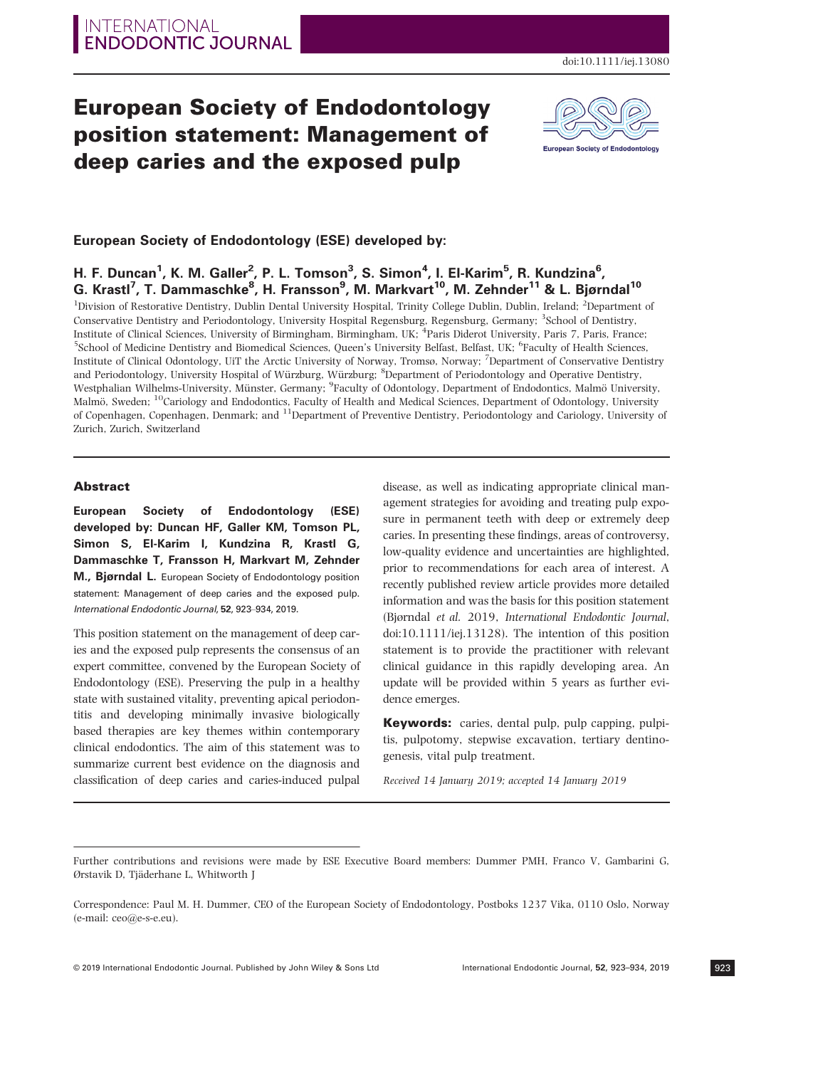doi:10.1111/iej.13080

# European Society of Endodontology position statement: Management of deep caries and the exposed pulp

## European Society of Endodontology (ESE) developed by:

**H. F. Duncan[1], K. M. Galler[2], P. L. Tomson[3], S. Simon[4], I. El-Karim[5], R. Kundzina[6], G. Krastl[7], T. Dammaschke[8], H. Fransson[9], M. Markvart[10], M. Zehnder[11] & L. Bjørndal[10]**

[1]Division of Restorative Dentistry, Dublin Dental University Hospital, Trinity College Dublin, Dublin, Ireland; [2]Department of Conservative Dentistry and Periodontology, University Hospital Regensburg, Regensburg, Germany; [3]School of Dentistry, Institute of Clinical Sciences, University of Birmingham, Birmingham, UK; [4]Paris Diderot University, Paris 7, Paris, France; [5]School of Medicine Dentistry and Biomedical Sciences, Queen's University Belfast, Belfast, UK; [6]Faculty of Health Sciences, Institute of Clinical Odontology, UiT the Arctic University of Norway, Tromsø, Norway; [7]Department of Conservative Dentistry and Periodontology, University Hospital of Würzburg, Würzburg; [8]Department of Periodontology and Operative Dentistry, Westphalian Wilhelms-University, Münster, Germany; [9]Faculty of Odontology, Department of Endodontics, Malmö University, Malmö, Sweden; [10]Cariology and Endodontics, Faculty of Health and Medical Sciences, Department of Odontology, University of Copenhagen, Copenhagen, Denmark; and [11]Department of Preventive Dentistry, Periodontology and Cariology, University of Zurich, Zurich, Switzerland

### Abstract

**European Society of Endodontology (ESE) developed by: Duncan HF, Galler KM, Tomson PL, Simon S, El-Karim I, Kundzina R, Krastl G, Dammaschke T, Fransson H, Markvart M, Zehnder M., Bjørndal L.** European Society of Endodontology position statement: Management of deep caries and the exposed pulp. *International Endodontic Journal*, **52**, 923–934, 2019.

This position statement on the management of deep caries and the exposed pulp represents the consensus of an expert committee, convened by the European Society of Endodontology (ESE). Preserving the pulp in a healthy state with sustained vitality, preventing apical periodontitis and developing minimally invasive biologically based therapies are key themes within contemporary clinical endodontics. The aim of this statement was to summarize current best evidence on the diagnosis and classification of deep caries and caries-induced pulpal disease, as well as indicating appropriate clinical management strategies for avoiding and treating pulp exposure in permanent teeth with deep or extremely deep caries. In presenting these findings, areas of controversy, low-quality evidence and uncertainties are highlighted, prior to recommendations for each area of interest. A recently published review article provides more detailed information and was the basis for this position statement (Bjørndal *et al.* 2019, *International Endodontic Journal*, doi:10.1111/iej.13128). The intention of this position statement is to provide the practitioner with relevant clinical guidance in this rapidly developing area. An update will be provided within 5 years as further evidence emerges.

**Keywords:** caries, dental pulp, pulp capping, pulpitis, pulpotomy, stepwise excavation, tertiary dentinogenesis, vital pulp treatment.

*Received 14 January 2019; accepted 14 January 2019*

Further contributions and revisions were made by ESE Executive Board members: Dummer PMH, Franco V, Gambarini G, Ørstavik D, Tjäderhane L, Whitworth J

Correspondence: Paul M. H. Dummer, CEO of the European Society of Endodontology, Postboks 1237 Vika, 0110 Oslo, Norway (e-mail: ceo@e-s-e.eu).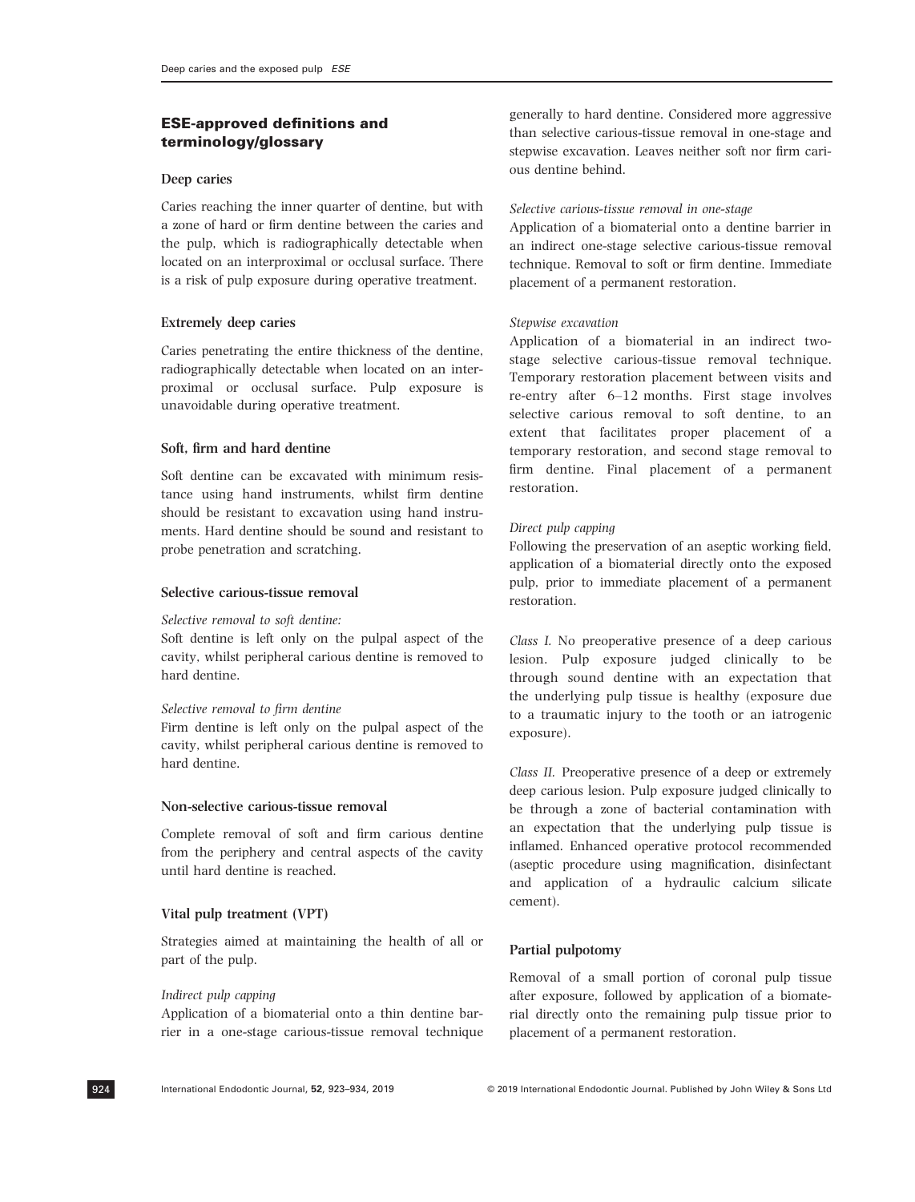## ESE-approved definitions and terminology/glossary

### Deep caries

Caries reaching the inner quarter of dentine, but with a zone of hard or firm dentine between the caries and the pulp, which is radiographically detectable when located on an interproximal or occlusal surface. There is a risk of pulp exposure during operative treatment.

### Extremely deep caries

Caries penetrating the entire thickness of the dentine, radiographically detectable when located on an interproximal or occlusal surface. Pulp exposure is unavoidable during operative treatment.

### Soft, firm and hard dentine

Soft dentine can be excavated with minimum resistance using hand instruments, whilst firm dentine should be resistant to excavation using hand instruments. Hard dentine should be sound and resistant to probe penetration and scratching.

### Selective carious-tissue removal

*Selective removal to soft dentine:*
Soft dentine is left only on the pulpal aspect of the cavity, whilst peripheral carious dentine is removed to hard dentine.

*Selective removal to firm dentine*
Firm dentine is left only on the pulpal aspect of the cavity, whilst peripheral carious dentine is removed to hard dentine.

### Non-selective carious-tissue removal

Complete removal of soft and firm carious dentine from the periphery and central aspects of the cavity until hard dentine is reached.

### Vital pulp treatment (VPT)

Strategies aimed at maintaining the health of all or part of the pulp.

*Indirect pulp capping*
Application of a biomaterial onto a thin dentine barrier in a one-stage carious-tissue removal technique generally to hard dentine. Considered more aggressive than selective carious-tissue removal in one-stage and stepwise excavation. Leaves neither soft nor firm carious dentine behind.

*Selective carious-tissue removal in one-stage*
Application of a biomaterial onto a dentine barrier in an indirect one-stage selective carious-tissue removal technique. Removal to soft or firm dentine. Immediate placement of a permanent restoration.

*Stepwise excavation*
Application of a biomaterial in an indirect two-stage selective carious-tissue removal technique. Temporary restoration placement between visits and re-entry after 6–12 months. First stage involves selective carious removal to soft dentine, to an extent that facilitates proper placement of a temporary restoration, and second stage removal to firm dentine. Final placement of a permanent restoration.

*Direct pulp capping*
Following the preservation of an aseptic working field, application of a biomaterial directly onto the exposed pulp, prior to immediate placement of a permanent restoration.

*Class I.* No preoperative presence of a deep carious lesion. Pulp exposure judged clinically to be through sound dentine with an expectation that the underlying pulp tissue is healthy (exposure due to a traumatic injury to the tooth or an iatrogenic exposure).

*Class II.* Preoperative presence of a deep or extremely deep carious lesion. Pulp exposure judged clinically to be through a zone of bacterial contamination with an expectation that the underlying pulp tissue is inflamed. Enhanced operative protocol recommended (aseptic procedure using magnification, disinfectant and application of a hydraulic calcium silicate cement).

### Partial pulpotomy

Removal of a small portion of coronal pulp tissue after exposure, followed by application of a biomaterial directly onto the remaining pulp tissue prior to placement of a permanent restoration.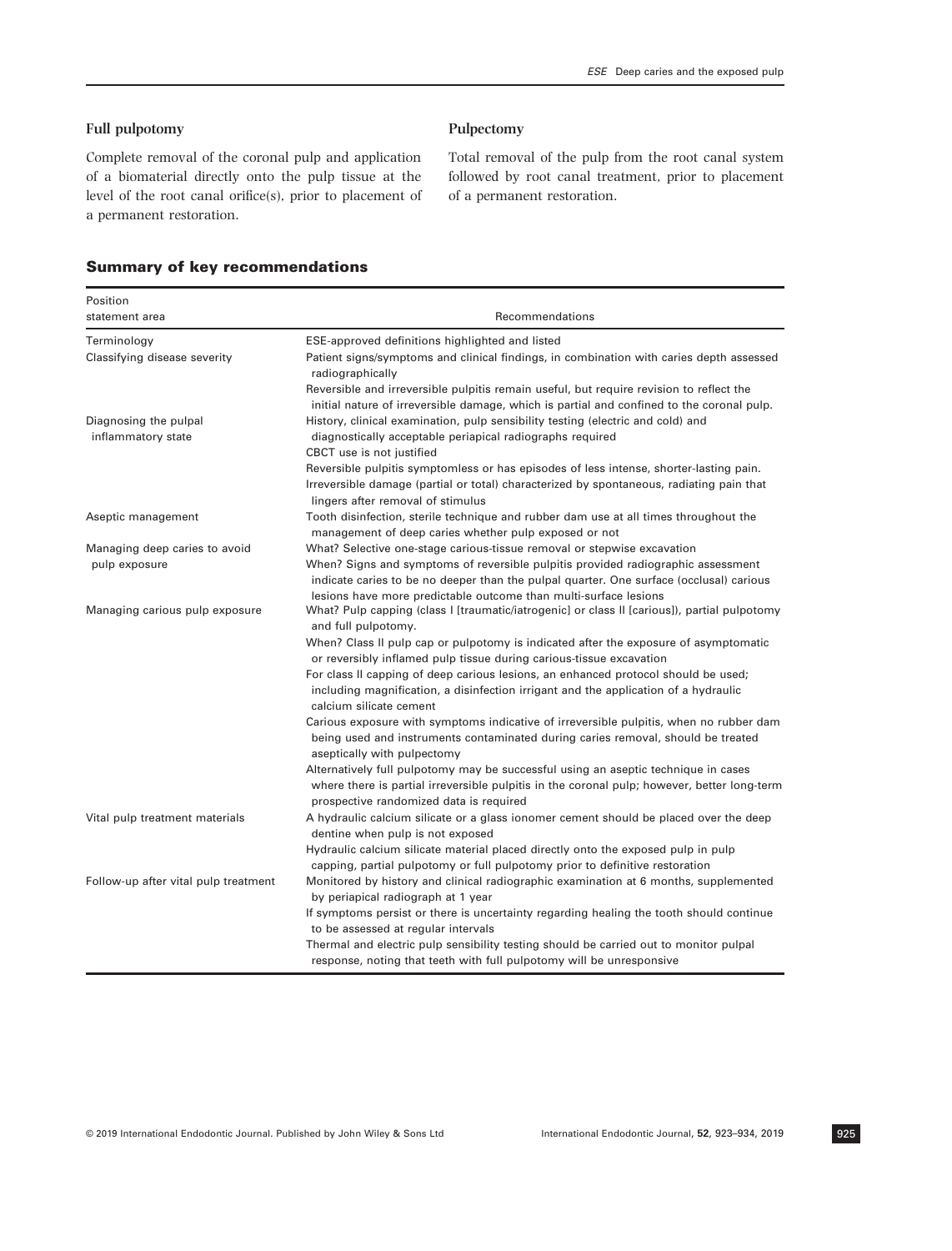### Full pulpotomy

Complete removal of the coronal pulp and application of a biomaterial directly onto the pulp tissue at the level of the root canal orifice(s), prior to placement of a permanent restoration.

### Pulpectomy

Total removal of the pulp from the root canal system followed by root canal treatment, prior to placement of a permanent restoration.

## Summary of key recommendations

| Position statement area | Recommendations |
|---|---|
| Terminology | ESE-approved definitions highlighted and listed |
| Classifying disease severity | Patient signs/symptoms and clinical findings, in combination with caries depth assessed radiographically<br>Reversible and irreversible pulpitis remain useful, but require revision to reflect the initial nature of irreversible damage, which is partial and confined to the coronal pulp. |
| Diagnosing the pulpal inflammatory state | History, clinical examination, pulp sensibility testing (electric and cold) and diagnostically acceptable periapical radiographs required<br>CBCT use is not justified<br>Reversible pulpitis symptomless or has episodes of less intense, shorter-lasting pain.<br>Irreversible damage (partial or total) characterized by spontaneous, radiating pain that lingers after removal of stimulus |
| Aseptic management | Tooth disinfection, sterile technique and rubber dam use at all times throughout the management of deep caries whether pulp exposed or not |
| Managing deep caries to avoid pulp exposure | What? Selective one-stage carious-tissue removal or stepwise excavation<br>When? Signs and symptoms of reversible pulpitis provided radiographic assessment indicate caries to be no deeper than the pulpal quarter. One surface (occlusal) carious lesions have more predictable outcome than multi-surface lesions |
| Managing carious pulp exposure | What? Pulp capping (class I [traumatic/iatrogenic] or class II [carious]), partial pulpotomy and full pulpotomy.<br>When? Class II pulp cap or pulpotomy is indicated after the exposure of asymptomatic or reversibly inflamed pulp tissue during carious-tissue excavation<br>For class II capping of deep carious lesions, an enhanced protocol should be used; including magnification, a disinfection irrigant and the application of a hydraulic calcium silicate cement<br>Carious exposure with symptoms indicative of irreversible pulpitis, when no rubber dam being used and instruments contaminated during caries removal, should be treated aseptically with pulpectomy<br>Alternatively full pulpotomy may be successful using an aseptic technique in cases where there is partial irreversible pulpitis in the coronal pulp; however, better long-term prospective randomized data is required |
| Vital pulp treatment materials | A hydraulic calcium silicate or a glass ionomer cement should be placed over the deep dentine when pulp is not exposed<br>Hydraulic calcium silicate material placed directly onto the exposed pulp in pulp capping, partial pulpotomy or full pulpotomy prior to definitive restoration |
| Follow-up after vital pulp treatment | Monitored by history and clinical radiographic examination at 6 months, supplemented by periapical radiograph at 1 year<br>If symptoms persist or there is uncertainty regarding healing the tooth should continue to be assessed at regular intervals<br>Thermal and electric pulp sensibility testing should be carried out to monitor pulpal response, noting that teeth with full pulpotomy will be unresponsive |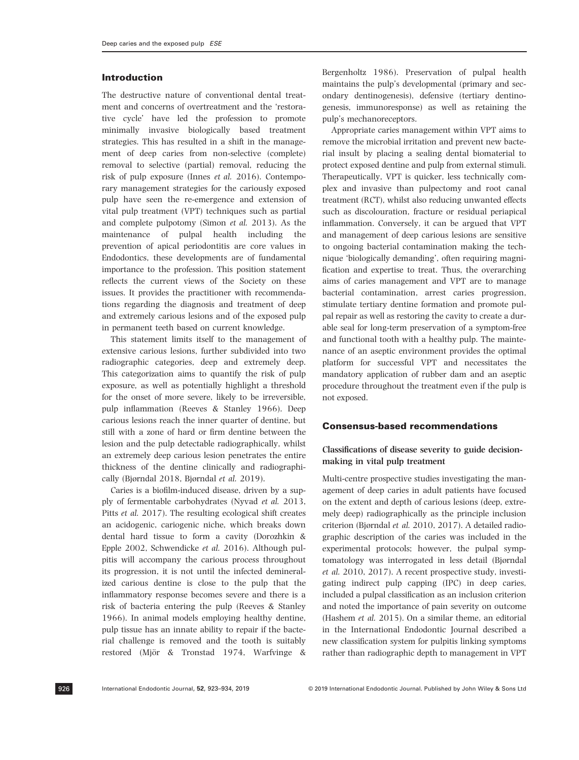## Introduction

The destructive nature of conventional dental treatment and concerns of overtreatment and the 'restorative cycle' have led the profession to promote minimally invasive biologically based treatment strategies. This has resulted in a shift in the management of deep caries from non-selective (complete) removal to selective (partial) removal, reducing the risk of pulp exposure (Innes *et al.* 2016). Contemporary management strategies for the cariously exposed pulp have seen the re-emergence and extension of vital pulp treatment (VPT) techniques such as partial and complete pulpotomy (Simon *et al.* 2013). As the maintenance of pulpal health including the prevention of apical periodontitis are core values in Endodontics, these developments are of fundamental importance to the profession. This position statement reflects the current views of the Society on these issues. It provides the practitioner with recommendations regarding the diagnosis and treatment of deep and extremely carious lesions and of the exposed pulp in permanent teeth based on current knowledge.

This statement limits itself to the management of extensive carious lesions, further subdivided into two radiographic categories, deep and extremely deep. This categorization aims to quantify the risk of pulp exposure, as well as potentially highlight a threshold for the onset of more severe, likely to be irreversible, pulp inflammation (Reeves & Stanley 1966). Deep carious lesions reach the inner quarter of dentine, but still with a zone of hard or firm dentine between the lesion and the pulp detectable radiographically, whilst an extremely deep carious lesion penetrates the entire thickness of the dentine clinically and radiographically (Bjørndal 2018, Bjørndal *et al.* 2019).

Caries is a biofilm-induced disease, driven by a supply of fermentable carbohydrates (Nyvad *et al.* 2013, Pitts *et al.* 2017). The resulting ecological shift creates an acidogenic, cariogenic niche, which breaks down dental hard tissue to form a cavity (Dorozhkin & Epple 2002, Schwendicke *et al.* 2016). Although pulpitis will accompany the carious process throughout its progression, it is not until the infected demineralized carious dentine is close to the pulp that the inflammatory response becomes severe and there is a risk of bacteria entering the pulp (Reeves & Stanley 1966). In animal models employing healthy dentine, pulp tissue has an innate ability to repair if the bacterial challenge is removed and the tooth is suitably restored (Mjör & Tronstad 1974, Warfvinge & Bergenholtz 1986). Preservation of pulpal health maintains the pulp's developmental (primary and secondary dentinogenesis), defensive (tertiary dentinogenesis, immunoresponse) as well as retaining the pulp's mechanoreceptors.

Appropriate caries management within VPT aims to remove the microbial irritation and prevent new bacterial insult by placing a sealing dental biomaterial to protect exposed dentine and pulp from external stimuli. Therapeutically, VPT is quicker, less technically complex and invasive than pulpectomy and root canal treatment (RCT), whilst also reducing unwanted effects such as discolouration, fracture or residual periapical inflammation. Conversely, it can be argued that VPT and management of deep carious lesions are sensitive to ongoing bacterial contamination making the technique 'biologically demanding', often requiring magnification and expertise to treat. Thus, the overarching aims of caries management and VPT are to manage bacterial contamination, arrest caries progression, stimulate tertiary dentine formation and promote pulpal repair as well as restoring the cavity to create a durable seal for long-term preservation of a symptom-free and functional tooth with a healthy pulp. The maintenance of an aseptic environment provides the optimal platform for successful VPT and necessitates the mandatory application of rubber dam and an aseptic procedure throughout the treatment even if the pulp is not exposed.

## Consensus-based recommendations

### Classifications of disease severity to guide decision-making in vital pulp treatment

Multi-centre prospective studies investigating the management of deep caries in adult patients have focused on the extent and depth of carious lesions (deep, extremely deep) radiographically as the principle inclusion criterion (Bjørndal *et al.* 2010, 2017). A detailed radiographic description of the caries was included in the experimental protocols; however, the pulpal symptomatology was interrogated in less detail (Bjørndal *et al.* 2010, 2017). A recent prospective study, investigating indirect pulp capping (IPC) in deep caries, included a pulpal classification as an inclusion criterion and noted the importance of pain severity on outcome (Hashem *et al.* 2015). On a similar theme, an editorial in the International Endodontic Journal described a new classification system for pulpitis linking symptoms rather than radiographic depth to management in VPT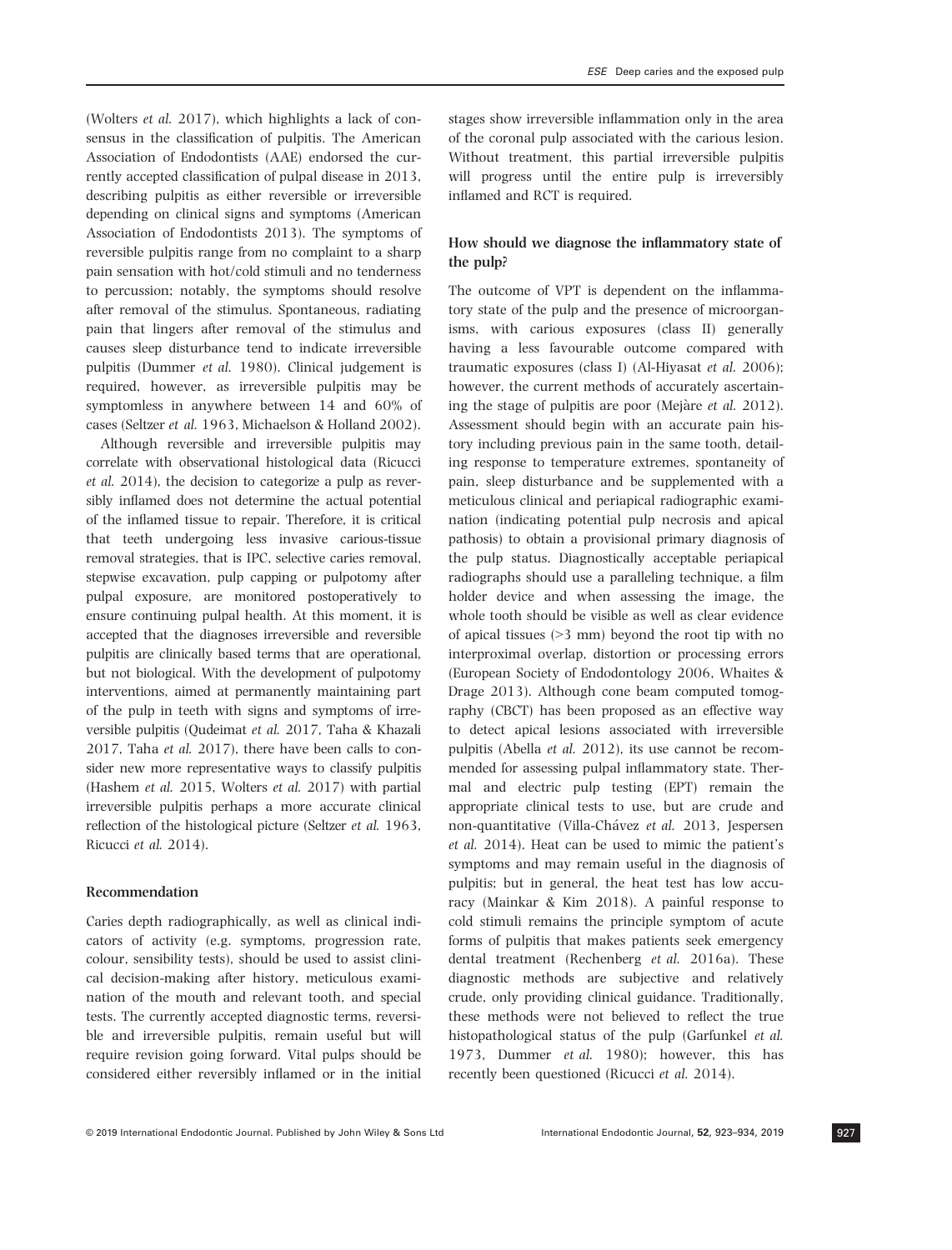(Wolters *et al.* 2017), which highlights a lack of consensus in the classification of pulpitis. The American Association of Endodontists (AAE) endorsed the currently accepted classification of pulpal disease in 2013, describing pulpitis as either reversible or irreversible depending on clinical signs and symptoms (American Association of Endodontists 2013). The symptoms of reversible pulpitis range from no complaint to a sharp pain sensation with hot/cold stimuli and no tenderness to percussion; notably, the symptoms should resolve after removal of the stimulus. Spontaneous, radiating pain that lingers after removal of the stimulus and causes sleep disturbance tend to indicate irreversible pulpitis (Dummer *et al.* 1980). Clinical judgement is required, however, as irreversible pulpitis may be symptomless in anywhere between 14 and 60% of cases (Seltzer *et al.* 1963, Michaelson & Holland 2002).

Although reversible and irreversible pulpitis may correlate with observational histological data (Ricucci *et al.* 2014), the decision to categorize a pulp as reversibly inflamed does not determine the actual potential of the inflamed tissue to repair. Therefore, it is critical that teeth undergoing less invasive carious-tissue removal strategies, that is IPC, selective caries removal, stepwise excavation, pulp capping or pulpotomy after pulpal exposure, are monitored postoperatively to ensure continuing pulpal health. At this moment, it is accepted that the diagnoses irreversible and reversible pulpitis are clinically based terms that are operational, but not biological. With the development of pulpotomy interventions, aimed at permanently maintaining part of the pulp in teeth with signs and symptoms of irreversible pulpitis (Qudeimat *et al.* 2017, Taha & Khazali 2017, Taha *et al.* 2017), there have been calls to consider new more representative ways to classify pulpitis (Hashem *et al.* 2015, Wolters *et al.* 2017) with partial irreversible pulpitis perhaps a more accurate clinical reflection of the histological picture (Seltzer *et al.* 1963, Ricucci *et al.* 2014).

### Recommendation

Caries depth radiographically, as well as clinical indicators of activity (e.g. symptoms, progression rate, colour, sensibility tests), should be used to assist clinical decision-making after history, meticulous examination of the mouth and relevant tooth, and special tests. The currently accepted diagnostic terms, reversible and irreversible pulpitis, remain useful but will require revision going forward. Vital pulps should be considered either reversibly inflamed or in the initial stages show irreversible inflammation only in the area of the coronal pulp associated with the carious lesion. Without treatment, this partial irreversible pulpitis will progress until the entire pulp is irreversibly inflamed and RCT is required.

### How should we diagnose the inflammatory state of the pulp?

The outcome of VPT is dependent on the inflammatory state of the pulp and the presence of microorganisms, with carious exposures (class II) generally having a less favourable outcome compared with traumatic exposures (class I) (Al-Hiyasat *et al.* 2006); however, the current methods of accurately ascertaining the stage of pulpitis are poor (Mejàre *et al.* 2012). Assessment should begin with an accurate pain history including previous pain in the same tooth, detailing response to temperature extremes, spontaneity of pain, sleep disturbance and be supplemented with a meticulous clinical and periapical radiographic examination (indicating potential pulp necrosis and apical pathosis) to obtain a provisional primary diagnosis of the pulp status. Diagnostically acceptable periapical radiographs should use a paralleling technique, a film holder device and when assessing the image, the whole tooth should be visible as well as clear evidence of apical tissues (>3 mm) beyond the root tip with no interproximal overlap, distortion or processing errors (European Society of Endodontology 2006, Whaites & Drage 2013). Although cone beam computed tomography (CBCT) has been proposed as an effective way to detect apical lesions associated with irreversible pulpitis (Abella *et al.* 2012), its use cannot be recommended for assessing pulpal inflammatory state. Thermal and electric pulp testing (EPT) remain the appropriate clinical tests to use, but are crude and non-quantitative (Villa-Chávez *et al.* 2013, Jespersen *et al.* 2014). Heat can be used to mimic the patient's symptoms and may remain useful in the diagnosis of pulpitis; but in general, the heat test has low accuracy (Mainkar & Kim 2018). A painful response to cold stimuli remains the principle symptom of acute forms of pulpitis that makes patients seek emergency dental treatment (Rechenberg *et al.* 2016a). These diagnostic methods are subjective and relatively crude, only providing clinical guidance. Traditionally, these methods were not believed to reflect the true histopathological status of the pulp (Garfunkel *et al.* 1973, Dummer *et al.* 1980); however, this has recently been questioned (Ricucci *et al.* 2014).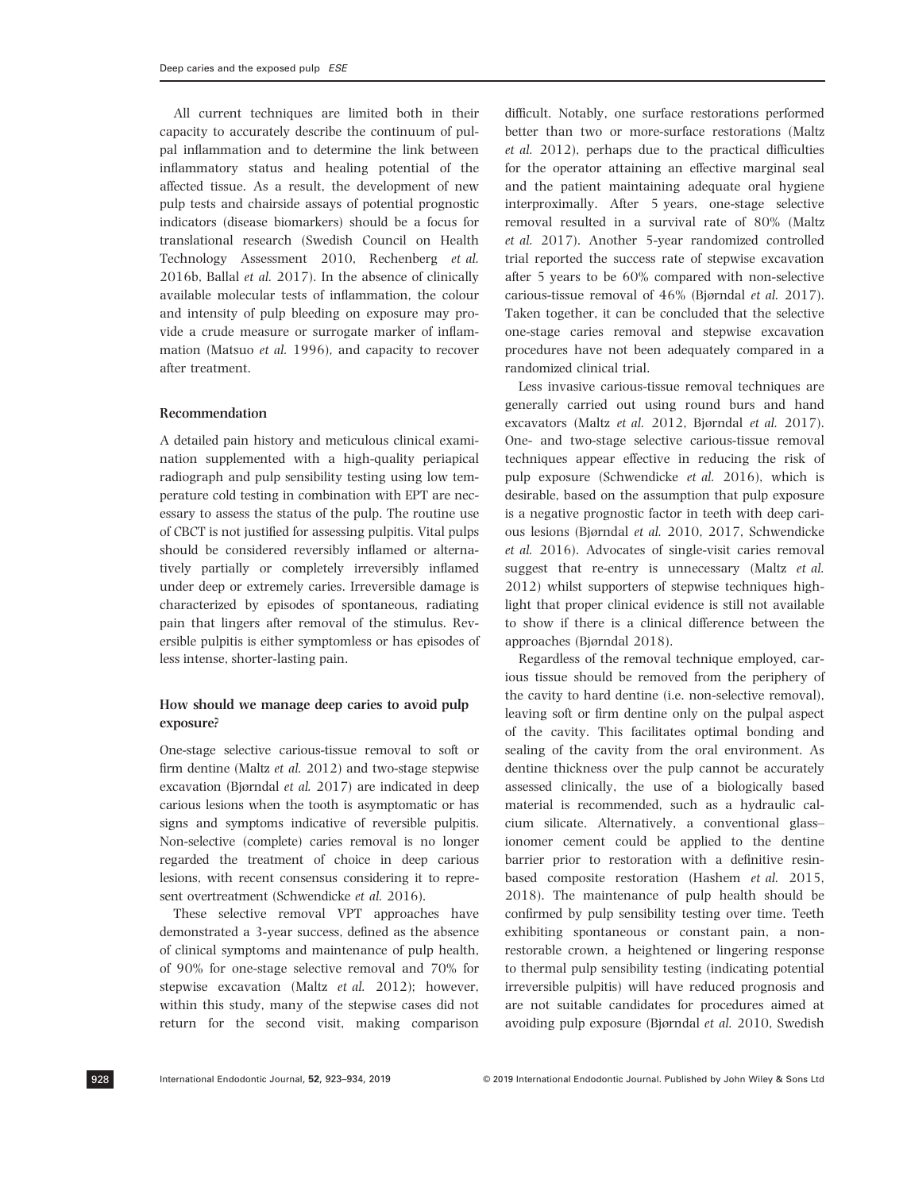All current techniques are limited both in their capacity to accurately describe the continuum of pulpal inflammation and to determine the link between inflammatory status and healing potential of the affected tissue. As a result, the development of new pulp tests and chairside assays of potential prognostic indicators (disease biomarkers) should be a focus for translational research (Swedish Council on Health Technology Assessment 2010, Rechenberg *et al.* 2016b, Ballal *et al.* 2017). In the absence of clinically available molecular tests of inflammation, the colour and intensity of pulp bleeding on exposure may provide a crude measure or surrogate marker of inflammation (Matsuo *et al.* 1996), and capacity to recover after treatment.

### Recommendation

A detailed pain history and meticulous clinical examination supplemented with a high-quality periapical radiograph and pulp sensibility testing using low temperature cold testing in combination with EPT are necessary to assess the status of the pulp. The routine use of CBCT is not justified for assessing pulpitis. Vital pulps should be considered reversibly inflamed or alternatively partially or completely irreversibly inflamed under deep or extremely caries. Irreversible damage is characterized by episodes of spontaneous, radiating pain that lingers after removal of the stimulus. Reversible pulpitis is either symptomless or has episodes of less intense, shorter-lasting pain.

## How should we manage deep caries to avoid pulp exposure?

One-stage selective carious-tissue removal to soft or firm dentine (Maltz *et al.* 2012) and two-stage stepwise excavation (Bjørndal *et al.* 2017) are indicated in deep carious lesions when the tooth is asymptomatic or has signs and symptoms indicative of reversible pulpitis. Non-selective (complete) caries removal is no longer regarded the treatment of choice in deep carious lesions, with recent consensus considering it to represent overtreatment (Schwendicke *et al.* 2016).

These selective removal VPT approaches have demonstrated a 3-year success, defined as the absence of clinical symptoms and maintenance of pulp health, of 90% for one-stage selective removal and 70% for stepwise excavation (Maltz *et al.* 2012); however, within this study, many of the stepwise cases did not return for the second visit, making comparison difficult. Notably, one surface restorations performed better than two or more-surface restorations (Maltz *et al.* 2012), perhaps due to the practical difficulties for the operator attaining an effective marginal seal and the patient maintaining adequate oral hygiene interproximally. After 5 years, one-stage selective removal resulted in a survival rate of 80% (Maltz *et al.* 2017). Another 5-year randomized controlled trial reported the success rate of stepwise excavation after 5 years to be 60% compared with non-selective carious-tissue removal of 46% (Bjørndal *et al.* 2017). Taken together, it can be concluded that the selective one-stage caries removal and stepwise excavation procedures have not been adequately compared in a randomized clinical trial.

Less invasive carious-tissue removal techniques are generally carried out using round burs and hand excavators (Maltz *et al.* 2012, Bjørndal *et al.* 2017). One- and two-stage selective carious-tissue removal techniques appear effective in reducing the risk of pulp exposure (Schwendicke *et al.* 2016), which is desirable, based on the assumption that pulp exposure is a negative prognostic factor in teeth with deep carious lesions (Bjørndal *et al.* 2010, 2017, Schwendicke *et al.* 2016). Advocates of single-visit caries removal suggest that re-entry is unnecessary (Maltz *et al.* 2012) whilst supporters of stepwise techniques highlight that proper clinical evidence is still not available to show if there is a clinical difference between the approaches (Bjørndal 2018).

Regardless of the removal technique employed, carious tissue should be removed from the periphery of the cavity to hard dentine (i.e. non-selective removal), leaving soft or firm dentine only on the pulpal aspect of the cavity. This facilitates optimal bonding and sealing of the cavity from the oral environment. As dentine thickness over the pulp cannot be accurately assessed clinically, the use of a biologically based material is recommended, such as a hydraulic calcium silicate. Alternatively, a conventional glass–ionomer cement could be applied to the dentine barrier prior to restoration with a definitive resin-based composite restoration (Hashem *et al.* 2015, 2018). The maintenance of pulp health should be confirmed by pulp sensibility testing over time. Teeth exhibiting spontaneous or constant pain, a non-restorable crown, a heightened or lingering response to thermal pulp sensibility testing (indicating potential irreversible pulpitis) will have reduced prognosis and are not suitable candidates for procedures aimed at avoiding pulp exposure (Bjørndal *et al.* 2010, Swedish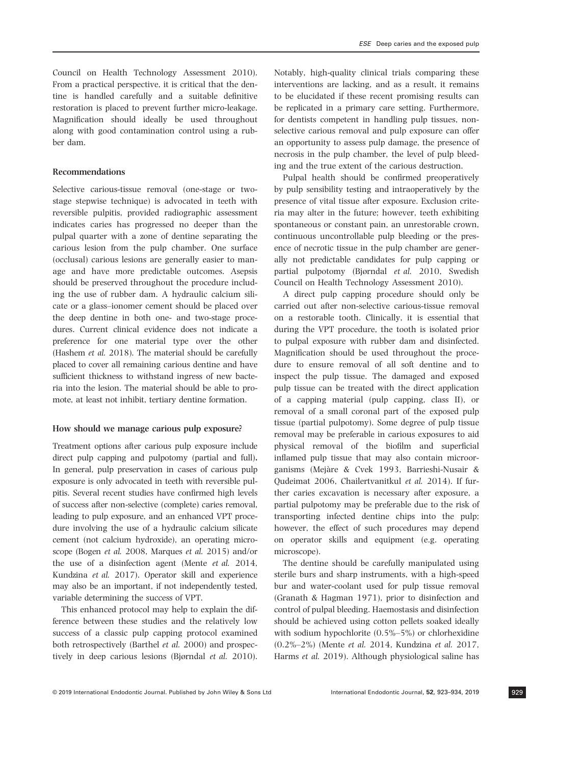Council on Health Technology Assessment 2010). From a practical perspective, it is critical that the dentine is handled carefully and a suitable definitive restoration is placed to prevent further micro-leakage. Magnification should ideally be used throughout along with good contamination control using a rubber dam.

### Recommendations

Selective carious-tissue removal (one-stage or two-stage stepwise technique) is advocated in teeth with reversible pulpitis, provided radiographic assessment indicates caries has progressed no deeper than the pulpal quarter with a zone of dentine separating the carious lesion from the pulp chamber. One surface (occlusal) carious lesions are generally easier to manage and have more predictable outcomes. Asepsis should be preserved throughout the procedure including the use of rubber dam. A hydraulic calcium silicate or a glass–ionomer cement should be placed over the deep dentine in both one- and two-stage procedures. Current clinical evidence does not indicate a preference for one material type over the other (Hashem *et al.* 2018). The material should be carefully placed to cover all remaining carious dentine and have sufficient thickness to withstand ingress of new bacteria into the lesion. The material should be able to promote, at least not inhibit, tertiary dentine formation.

### How should we manage carious pulp exposure?

Treatment options after carious pulp exposure include direct pulp capping and pulpotomy (partial and full). In general, pulp preservation in cases of carious pulp exposure is only advocated in teeth with reversible pulpitis. Several recent studies have confirmed high levels of success after non-selective (complete) caries removal, leading to pulp exposure, and an enhanced VPT procedure involving the use of a hydraulic calcium silicate cement (not calcium hydroxide), an operating microscope (Bogen *et al.* 2008, Marques *et al.* 2015) and/or the use of a disinfection agent (Mente *et al.* 2014, Kundzina *et al.* 2017). Operator skill and experience may also be an important, if not independently tested, variable determining the success of VPT.

This enhanced protocol may help to explain the difference between these studies and the relatively low success of a classic pulp capping protocol examined both retrospectively (Barthel *et al.* 2000) and prospectively in deep carious lesions (Bjørndal *et al.* 2010). Notably, high-quality clinical trials comparing these interventions are lacking, and as a result, it remains to be elucidated if these recent promising results can be replicated in a primary care setting. Furthermore, for dentists competent in handling pulp tissues, non-selective carious removal and pulp exposure can offer an opportunity to assess pulp damage, the presence of necrosis in the pulp chamber, the level of pulp bleeding and the true extent of the carious destruction.

Pulpal health should be confirmed preoperatively by pulp sensibility testing and intraoperatively by the presence of vital tissue after exposure. Exclusion criteria may alter in the future; however, teeth exhibiting spontaneous or constant pain, an unrestorable crown, continuous uncontrollable pulp bleeding or the presence of necrotic tissue in the pulp chamber are generally not predictable candidates for pulp capping or partial pulpotomy (Bjørndal *et al.* 2010, Swedish Council on Health Technology Assessment 2010).

A direct pulp capping procedure should only be carried out after non-selective carious-tissue removal on a restorable tooth. Clinically, it is essential that during the VPT procedure, the tooth is isolated prior to pulpal exposure with rubber dam and disinfected. Magnification should be used throughout the procedure to ensure removal of all soft dentine and to inspect the pulp tissue. The damaged and exposed pulp tissue can be treated with the direct application of a capping material (pulp capping, class II), or removal of a small coronal part of the exposed pulp tissue (partial pulpotomy). Some degree of pulp tissue removal may be preferable in carious exposures to aid physical removal of the biofilm and superficial inflamed pulp tissue that may also contain microorganisms (Mejàre & Cvek 1993, Barrieshi-Nusair & Qudeimat 2006, Chailertvanitkul *et al.* 2014). If further caries excavation is necessary after exposure, a partial pulpotomy may be preferable due to the risk of transporting infected dentine chips into the pulp; however, the effect of such procedures may depend on operator skills and equipment (e.g. operating microscope).

The dentine should be carefully manipulated using sterile burs and sharp instruments, with a high-speed bur and water-coolant used for pulp tissue removal (Granath & Hagman 1971), prior to disinfection and control of pulpal bleeding. Haemostasis and disinfection should be achieved using cotton pellets soaked ideally with sodium hypochlorite (0.5%–5%) or chlorhexidine (0.2%–2%) (Mente *et al.* 2014, Kundzina *et al.* 2017, Harms *et al.* 2019). Although physiological saline has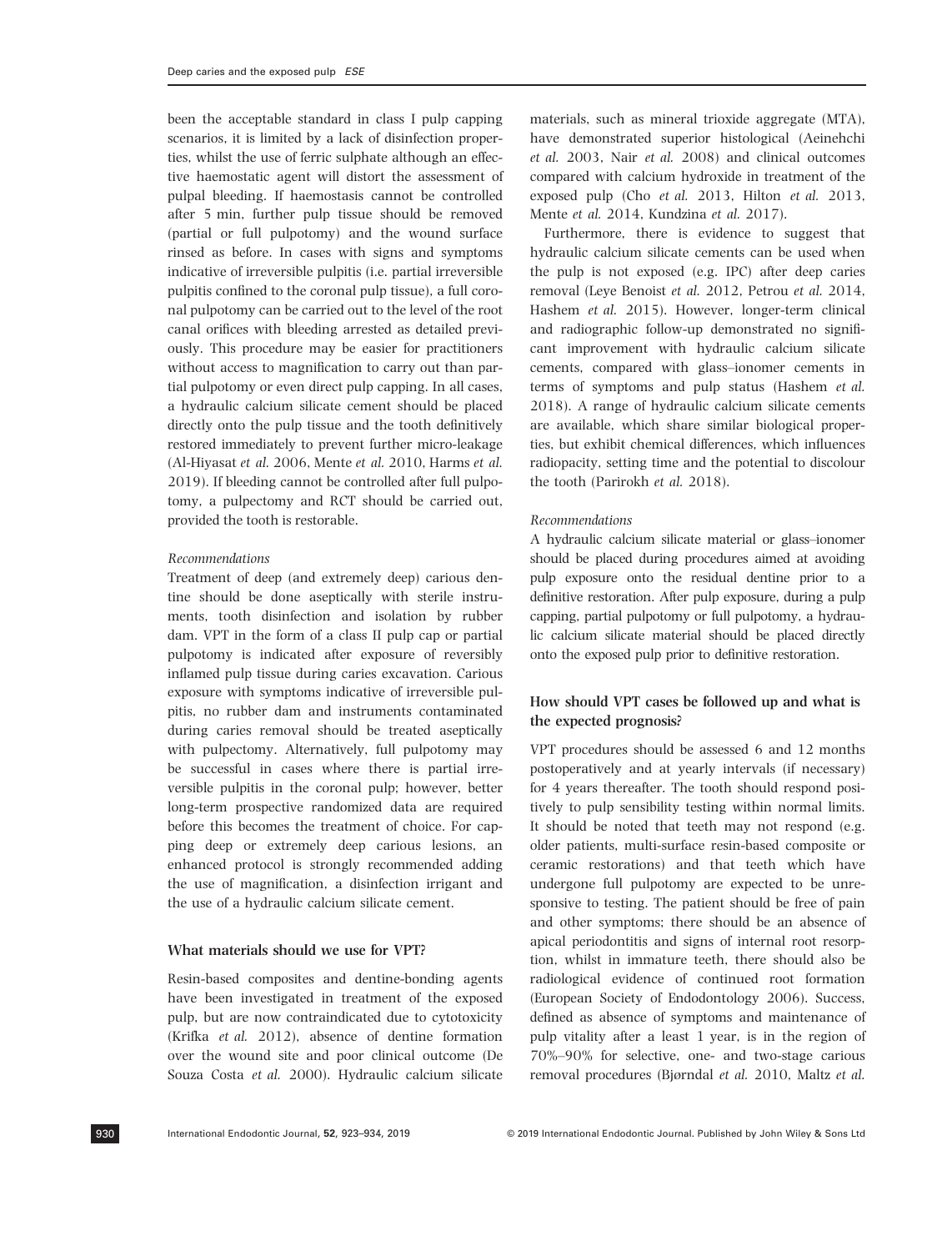been the acceptable standard in class I pulp capping scenarios, it is limited by a lack of disinfection properties, whilst the use of ferric sulphate although an effective haemostatic agent will distort the assessment of pulpal bleeding. If haemostasis cannot be controlled after 5 min, further pulp tissue should be removed (partial or full pulpotomy) and the wound surface rinsed as before. In cases with signs and symptoms indicative of irreversible pulpitis (i.e. partial irreversible pulpitis confined to the coronal pulp tissue), a full coronal pulpotomy can be carried out to the level of the root canal orifices with bleeding arrested as detailed previously. This procedure may be easier for practitioners without access to magnification to carry out than partial pulpotomy or even direct pulp capping. In all cases, a hydraulic calcium silicate cement should be placed directly onto the pulp tissue and the tooth definitively restored immediately to prevent further micro-leakage (Al-Hiyasat *et al.* 2006, Mente *et al.* 2010, Harms *et al.* 2019). If bleeding cannot be controlled after full pulpotomy, a pulpectomy and RCT should be carried out, provided the tooth is restorable.

*Recommendations*

Treatment of deep (and extremely deep) carious dentine should be done aseptically with sterile instruments, tooth disinfection and isolation by rubber dam. VPT in the form of a class II pulp cap or partial pulpotomy is indicated after exposure of reversibly inflamed pulp tissue during caries excavation. Carious exposure with symptoms indicative of irreversible pulpitis, no rubber dam and instruments contaminated during caries removal should be treated aseptically with pulpectomy. Alternatively, full pulpotomy may be successful in cases where there is partial irreversible pulpitis in the coronal pulp; however, better long-term prospective randomized data are required before this becomes the treatment of choice. For capping deep or extremely deep carious lesions, an enhanced protocol is strongly recommended adding the use of magnification, a disinfection irrigant and the use of a hydraulic calcium silicate cement.

### What materials should we use for VPT?

Resin-based composites and dentine-bonding agents have been investigated in treatment of the exposed pulp, but are now contraindicated due to cytotoxicity (Krifka *et al.* 2012), absence of dentine formation over the wound site and poor clinical outcome (De Souza Costa *et al.* 2000). Hydraulic calcium silicate materials, such as mineral trioxide aggregate (MTA), have demonstrated superior histological (Aeinehchi *et al.* 2003, Nair *et al.* 2008) and clinical outcomes compared with calcium hydroxide in treatment of the exposed pulp (Cho *et al.* 2013, Hilton *et al.* 2013, Mente *et al.* 2014, Kundzina *et al.* 2017).

Furthermore, there is evidence to suggest that hydraulic calcium silicate cements can be used when the pulp is not exposed (e.g. IPC) after deep caries removal (Leye Benoist *et al.* 2012, Petrou *et al.* 2014, Hashem *et al.* 2015). However, longer-term clinical and radiographic follow-up demonstrated no significant improvement with hydraulic calcium silicate cements, compared with glass–ionomer cements in terms of symptoms and pulp status (Hashem *et al.* 2018). A range of hydraulic calcium silicate cements are available, which share similar biological properties, but exhibit chemical differences, which influences radiopacity, setting time and the potential to discolour the tooth (Parirokh *et al.* 2018).

*Recommendations*

A hydraulic calcium silicate material or glass–ionomer should be placed during procedures aimed at avoiding pulp exposure onto the residual dentine prior to a definitive restoration. After pulp exposure, during a pulp capping, partial pulpotomy or full pulpotomy, a hydraulic calcium silicate material should be placed directly onto the exposed pulp prior to definitive restoration.

### How should VPT cases be followed up and what is the expected prognosis?

VPT procedures should be assessed 6 and 12 months postoperatively and at yearly intervals (if necessary) for 4 years thereafter. The tooth should respond positively to pulp sensibility testing within normal limits. It should be noted that teeth may not respond (e.g. older patients, multi-surface resin-based composite or ceramic restorations) and that teeth which have undergone full pulpotomy are expected to be unresponsive to testing. The patient should be free of pain and other symptoms; there should be an absence of apical periodontitis and signs of internal root resorption, whilst in immature teeth, there should also be radiological evidence of continued root formation (European Society of Endodontology 2006). Success, defined as absence of symptoms and maintenance of pulp vitality after a least 1 year, is in the region of 70%–90% for selective, one- and two-stage carious removal procedures (Bjørndal *et al.* 2010, Maltz *et al.*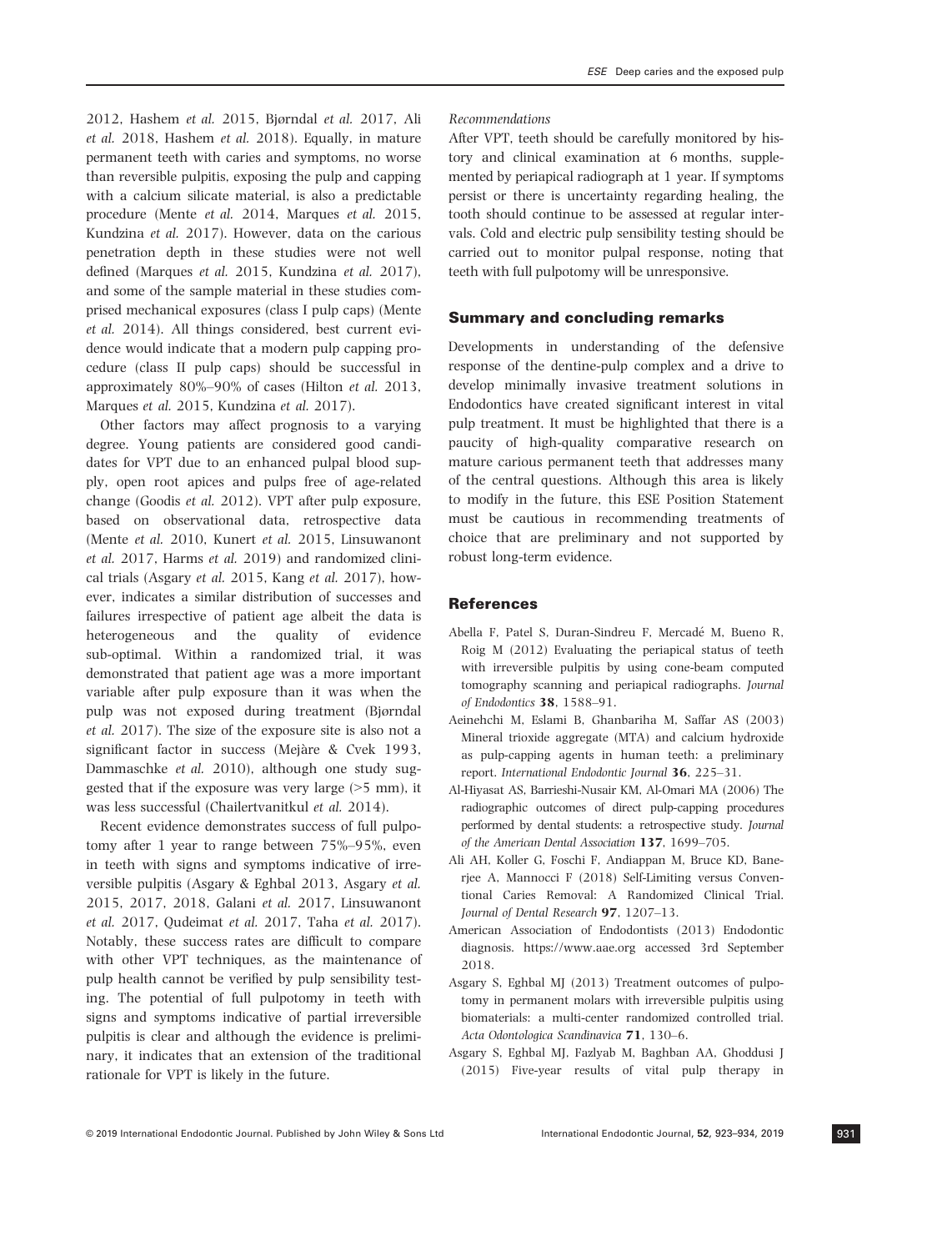2012, Hashem *et al.* 2015, Bjørndal *et al.* 2017, Ali *et al.* 2018, Hashem *et al.* 2018). Equally, in mature permanent teeth with caries and symptoms, no worse than reversible pulpitis, exposing the pulp and capping with a calcium silicate material, is also a predictable procedure (Mente *et al.* 2014, Marques *et al.* 2015, Kundzina *et al.* 2017). However, data on the carious penetration depth in these studies were not well defined (Marques *et al.* 2015, Kundzina *et al.* 2017), and some of the sample material in these studies comprised mechanical exposures (class I pulp caps) (Mente *et al.* 2014). All things considered, best current evidence would indicate that a modern pulp capping procedure (class II pulp caps) should be successful in approximately 80%–90% of cases (Hilton *et al.* 2013, Marques *et al.* 2015, Kundzina *et al.* 2017).

Other factors may affect prognosis to a varying degree. Young patients are considered good candidates for VPT due to an enhanced pulpal blood supply, open root apices and pulps free of age-related change (Goodis *et al.* 2012). VPT after pulp exposure, based on observational data, retrospective data (Mente *et al.* 2010, Kunert *et al.* 2015, Linsuwanont *et al.* 2017, Harms *et al.* 2019) and randomized clinical trials (Asgary *et al.* 2015, Kang *et al.* 2017), however, indicates a similar distribution of successes and failures irrespective of patient age albeit the data is heterogeneous and the quality of evidence sub-optimal. Within a randomized trial, it was demonstrated that patient age was a more important variable after pulp exposure than it was when the pulp was not exposed during treatment (Bjørndal *et al.* 2017). The size of the exposure site is also not a significant factor in success (Mejàre & Cvek 1993, Dammaschke *et al.* 2010), although one study suggested that if the exposure was very large (>5 mm), it was less successful (Chailertvanitkul *et al.* 2014).

Recent evidence demonstrates success of full pulpotomy after 1 year to range between 75%–95%, even in teeth with signs and symptoms indicative of irreversible pulpitis (Asgary & Eghbal 2013, Asgary *et al.* 2015, 2017, 2018, Galani *et al.* 2017, Linsuwanont *et al.* 2017, Qudeimat *et al.* 2017, Taha *et al.* 2017). Notably, these success rates are difficult to compare with other VPT techniques, as the maintenance of pulp health cannot be verified by pulp sensibility testing. The potential of full pulpotomy in teeth with signs and symptoms indicative of partial irreversible pulpitis is clear and although the evidence is preliminary, it indicates that an extension of the traditional rationale for VPT is likely in the future.

*Recommendations*

After VPT, teeth should be carefully monitored by history and clinical examination at 6 months, supplemented by periapical radiograph at 1 year. If symptoms persist or there is uncertainty regarding healing, the tooth should continue to be assessed at regular intervals. Cold and electric pulp sensibility testing should be carried out to monitor pulpal response, noting that teeth with full pulpotomy will be unresponsive.

## Summary and concluding remarks

Developments in understanding of the defensive response of the dentine-pulp complex and a drive to develop minimally invasive treatment solutions in Endodontics have created significant interest in vital pulp treatment. It must be highlighted that there is a paucity of high-quality comparative research on mature carious permanent teeth that addresses many of the central questions. Although this area is likely to modify in the future, this ESE Position Statement must be cautious in recommending treatments of choice that are preliminary and not supported by robust long-term evidence.

## References

Abella F, Patel S, Duran-Sindreu F, Mercadé M, Bueno R, Roig M (2012) Evaluating the periapical status of teeth with irreversible pulpitis by using cone-beam computed tomography scanning and periapical radiographs. *Journal of Endodontics* **38**, 1588–91.

Aeinehchi M, Eslami B, Ghanbariha M, Saffar AS (2003) Mineral trioxide aggregate (MTA) and calcium hydroxide as pulp-capping agents in human teeth: a preliminary report. *International Endodontic Journal* **36**, 225–31.

Al-Hiyasat AS, Barrieshi-Nusair KM, Al-Omari MA (2006) The radiographic outcomes of direct pulp-capping procedures performed by dental students: a retrospective study. *Journal of the American Dental Association* **137**, 1699–705.

Ali AH, Koller G, Foschi F, Andiappan M, Bruce KD, Banerjee A, Mannocci F (2018) Self-Limiting versus Conventional Caries Removal: A Randomized Clinical Trial. *Journal of Dental Research* **97**, 1207–13.

American Association of Endodontists (2013) Endodontic diagnosis. https://www.aae.org accessed 3rd September 2018.

Asgary S, Eghbal MJ (2013) Treatment outcomes of pulpotomy in permanent molars with irreversible pulpitis using biomaterials: a multi-center randomized controlled trial. *Acta Odontologica Scandinavica* **71**, 130–6.

Asgary S, Eghbal MJ, Fazlyab M, Baghban AA, Ghoddusi J (2015) Five-year results of vital pulp therapy in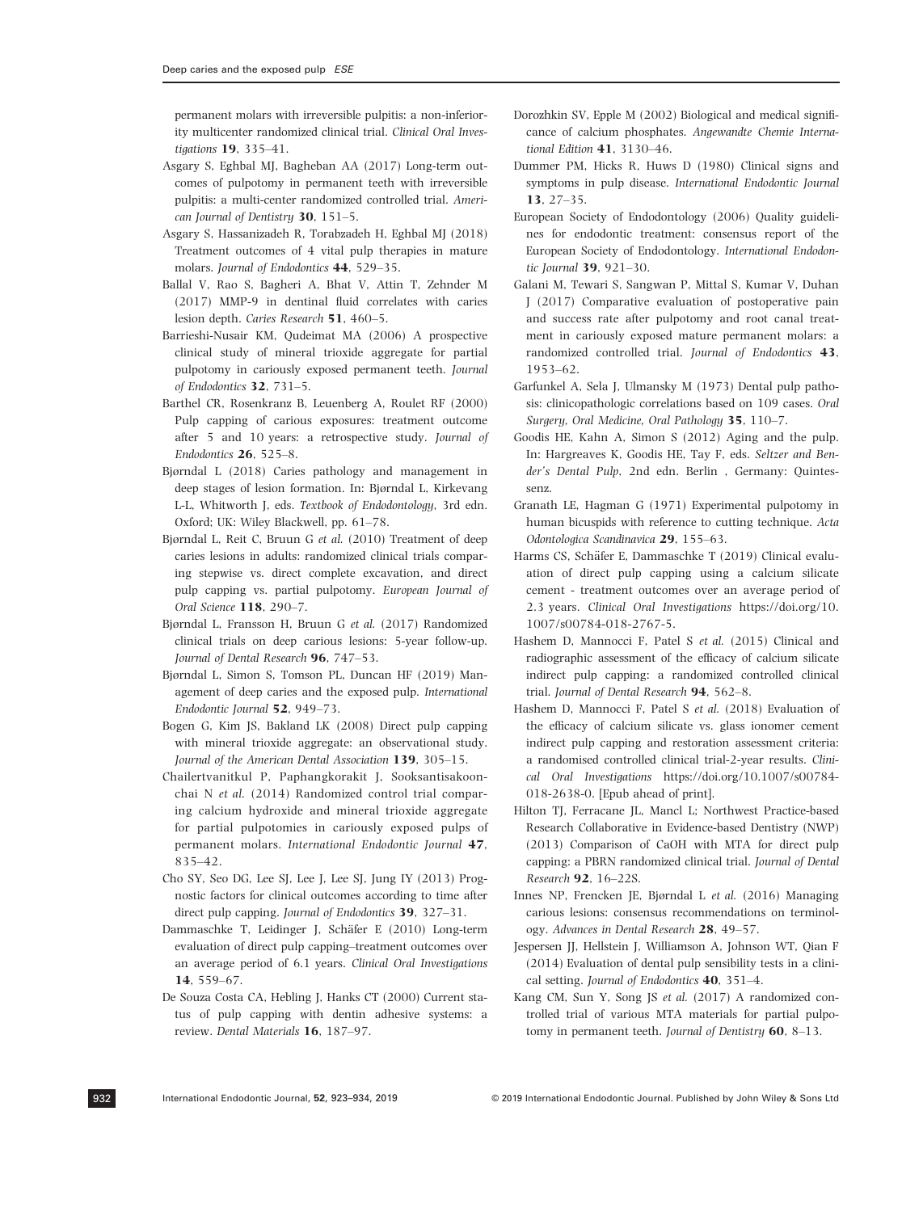permanent molars with irreversible pulpitis: a non-inferiority multicenter randomized clinical trial. *Clinical Oral Investigations* **19**, 335–41.

Asgary S, Eghbal MJ, Bagheban AA (2017) Long-term outcomes of pulpotomy in permanent teeth with irreversible pulpitis: a multi-center randomized controlled trial. *American Journal of Dentistry* **30**, 151–5.

Asgary S, Hassanizadeh R, Torabzadeh H, Eghbal MJ (2018) Treatment outcomes of 4 vital pulp therapies in mature molars. *Journal of Endodontics* **44**, 529–35.

Ballal V, Rao S, Bagheri A, Bhat V, Attin T, Zehnder M (2017) MMP-9 in dentinal fluid correlates with caries lesion depth. *Caries Research* **51**, 460–5.

Barrieshi-Nusair KM, Qudeimat MA (2006) A prospective clinical study of mineral trioxide aggregate for partial pulpotomy in cariously exposed permanent teeth. *Journal of Endodontics* **32**, 731–5.

Barthel CR, Rosenkranz B, Leuenberg A, Roulet RF (2000) Pulp capping of carious exposures: treatment outcome after 5 and 10 years: a retrospective study. *Journal of Endodontics* **26**, 525–8.

Bjørndal L (2018) Caries pathology and management in deep stages of lesion formation. In: Bjørndal L, Kirkevang L-L, Whitworth J, eds. *Textbook of Endodontology*, 3rd edn. Oxford; UK: Wiley Blackwell, pp. 61–78.

Bjørndal L, Reit C, Bruun G *et al.* (2010) Treatment of deep caries lesions in adults: randomized clinical trials comparing stepwise vs. direct complete excavation, and direct pulp capping vs. partial pulpotomy. *European Journal of Oral Science* **118**, 290–7.

Bjørndal L, Fransson H, Bruun G *et al.* (2017) Randomized clinical trials on deep carious lesions: 5-year follow-up. *Journal of Dental Research* **96**, 747–53.

Bjørndal L, Simon S, Tomson PL, Duncan HF (2019) Management of deep caries and the exposed pulp. *International Endodontic Journal* **52**, 949–73.

Bogen G, Kim JS, Bakland LK (2008) Direct pulp capping with mineral trioxide aggregate: an observational study. *Journal of the American Dental Association* **139**, 305–15.

Chailertvanitkul P, Paphangkorakit J, Sooksantisakoonchai N *et al.* (2014) Randomized control trial comparing calcium hydroxide and mineral trioxide aggregate for partial pulpotomies in cariously exposed pulps of permanent molars. *International Endodontic Journal* **47**, 835–42.

Cho SY, Seo DG, Lee SJ, Lee J, Lee SJ, Jung IY (2013) Prognostic factors for clinical outcomes according to time after direct pulp capping. *Journal of Endodontics* **39**, 327–31.

Dammaschke T, Leidinger J, Schäfer E (2010) Long-term evaluation of direct pulp capping–treatment outcomes over an average period of 6.1 years. *Clinical Oral Investigations* **14**, 559–67.

De Souza Costa CA, Hebling J, Hanks CT (2000) Current status of pulp capping with dentin adhesive systems: a review. *Dental Materials* **16**, 187–97.

Dorozhkin SV, Epple M (2002) Biological and medical significance of calcium phosphates. *Angewandte Chemie International Edition* **41**, 3130–46.

Dummer PM, Hicks R, Huws D (1980) Clinical signs and symptoms in pulp disease. *International Endodontic Journal* **13**, 27–35.

European Society of Endodontology (2006) Quality guidelines for endodontic treatment: consensus report of the European Society of Endodontology. *International Endodontic Journal* **39**, 921–30.

Galani M, Tewari S, Sangwan P, Mittal S, Kumar V, Duhan J (2017) Comparative evaluation of postoperative pain and success rate after pulpotomy and root canal treatment in cariously exposed mature permanent molars: a randomized controlled trial. *Journal of Endodontics* **43**, 1953–62.

Garfunkel A, Sela J, Ulmansky M (1973) Dental pulp pathosis: clinicopathologic correlations based on 109 cases. *Oral Surgery, Oral Medicine, Oral Pathology* **35**, 110–7.

Goodis HE, Kahn A, Simon S (2012) Aging and the pulp. In: Hargreaves K, Goodis HE, Tay F, eds. *Seltzer and Bender's Dental Pulp*, 2nd edn. Berlin , Germany: Quintessenz.

Granath LE, Hagman G (1971) Experimental pulpotomy in human bicuspids with reference to cutting technique. *Acta Odontologica Scandinavica* **29**, 155–63.

Harms CS, Schäfer E, Dammaschke T (2019) Clinical evaluation of direct pulp capping using a calcium silicate cement - treatment outcomes over an average period of 2.3 years. *Clinical Oral Investigations* https://doi.org/10.1007/s00784-018-2767-5.

Hashem D, Mannocci F, Patel S *et al.* (2015) Clinical and radiographic assessment of the efficacy of calcium silicate indirect pulp capping: a randomized controlled clinical trial. *Journal of Dental Research* **94**, 562–8.

Hashem D, Mannocci F, Patel S *et al.* (2018) Evaluation of the efficacy of calcium silicate vs. glass ionomer cement indirect pulp capping and restoration assessment criteria: a randomised controlled clinical trial-2-year results. *Clinical Oral Investigations* https://doi.org/10.1007/s00784-018-2638-0. [Epub ahead of print].

Hilton TJ, Ferracane JL, Mancl L; Northwest Practice-based Research Collaborative in Evidence-based Dentistry (NWP) (2013) Comparison of CaOH with MTA for direct pulp capping: a PBRN randomized clinical trial. *Journal of Dental Research* **92**, 16–22S.

Innes NP, Frencken JE, Bjørndal L *et al.* (2016) Managing carious lesions: consensus recommendations on terminology. *Advances in Dental Research* **28**, 49–57.

Jespersen JJ, Hellstein J, Williamson A, Johnson WT, Qian F (2014) Evaluation of dental pulp sensibility tests in a clinical setting. *Journal of Endodontics* **40**, 351–4.

Kang CM, Sun Y, Song JS *et al.* (2017) A randomized controlled trial of various MTA materials for partial pulpotomy in permanent teeth. *Journal of Dentistry* **60**, 8–13.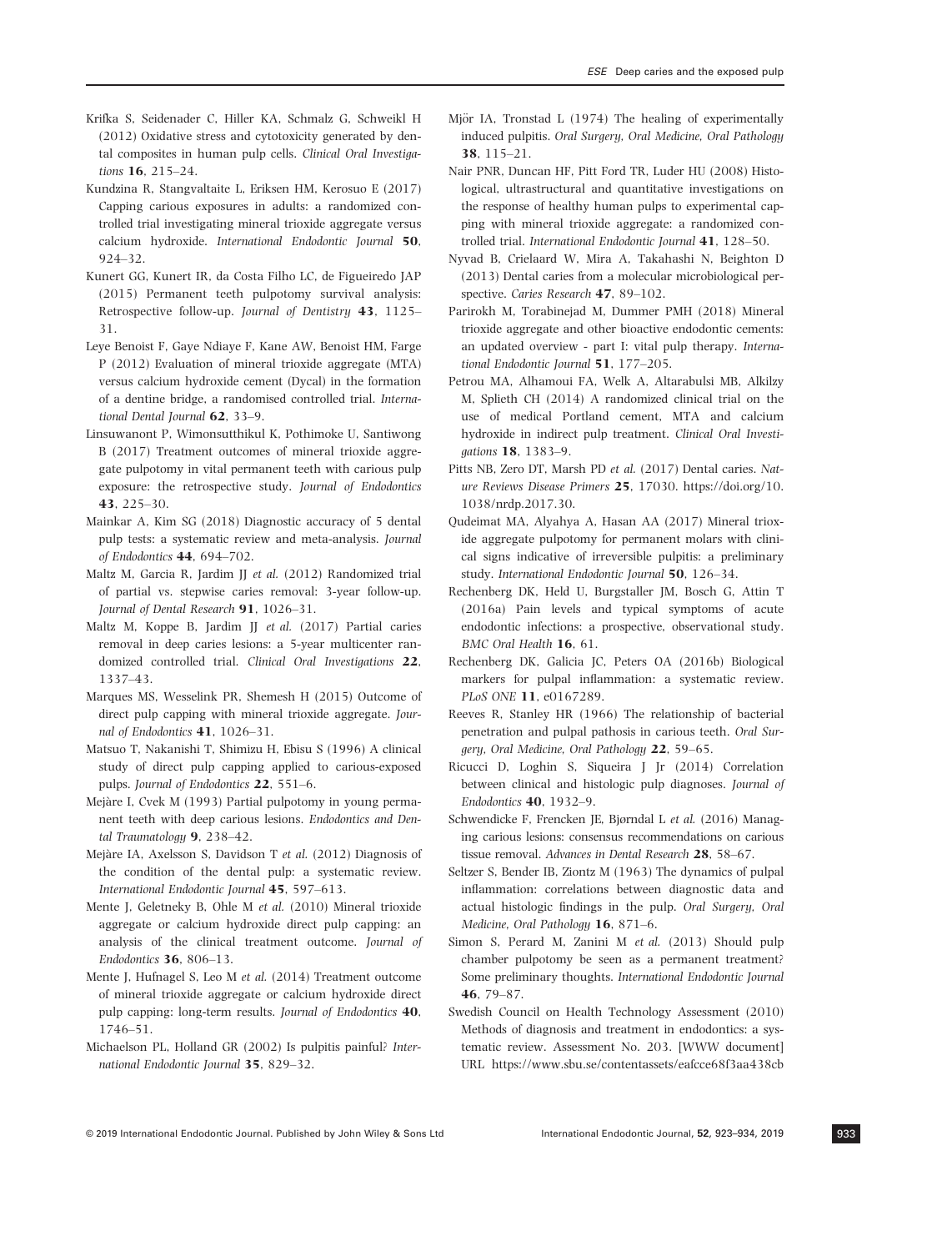Krifka S, Seidenader C, Hiller KA, Schmalz G, Schweikl H (2012) Oxidative stress and cytotoxicity generated by dental composites in human pulp cells. *Clinical Oral Investigations* **16**, 215–24.

Kundzina R, Stangvaltaite L, Eriksen HM, Kerosuo E (2017) Capping carious exposures in adults: a randomized controlled trial investigating mineral trioxide aggregate versus calcium hydroxide. *International Endodontic Journal* **50**, 924–32.

Kunert GG, Kunert IR, da Costa Filho LC, de Figueiredo JAP (2015) Permanent teeth pulpotomy survival analysis: Retrospective follow-up. *Journal of Dentistry* **43**, 1125–31.

Leye Benoist F, Gaye Ndiaye F, Kane AW, Benoist HM, Farge P (2012) Evaluation of mineral trioxide aggregate (MTA) versus calcium hydroxide cement (Dycal) in the formation of a dentine bridge, a randomised controlled trial. *International Dental Journal* **62**, 33–9.

Linsuwanont P, Wimonsutthikul K, Pothimoke U, Santiwong B (2017) Treatment outcomes of mineral trioxide aggregate pulpotomy in vital permanent teeth with carious pulp exposure: the retrospective study. *Journal of Endodontics* **43**, 225–30.

Mainkar A, Kim SG (2018) Diagnostic accuracy of 5 dental pulp tests: a systematic review and meta-analysis. *Journal of Endodontics* **44**, 694–702.

Maltz M, Garcia R, Jardim JJ *et al.* (2012) Randomized trial of partial vs. stepwise caries removal: 3-year follow-up. *Journal of Dental Research* **91**, 1026–31.

Maltz M, Koppe B, Jardim JJ *et al.* (2017) Partial caries removal in deep caries lesions: a 5-year multicenter randomized controlled trial. *Clinical Oral Investigations* **22**, 1337–43.

Marques MS, Wesselink PR, Shemesh H (2015) Outcome of direct pulp capping with mineral trioxide aggregate. *Journal of Endodontics* **41**, 1026–31.

Matsuo T, Nakanishi T, Shimizu H, Ebisu S (1996) A clinical study of direct pulp capping applied to carious-exposed pulps. *Journal of Endodontics* **22**, 551–6.

Mejàre I, Cvek M (1993) Partial pulpotomy in young permanent teeth with deep carious lesions. *Endodontics and Dental Traumatology* **9**, 238–42.

Mejàre IA, Axelsson S, Davidson T *et al.* (2012) Diagnosis of the condition of the dental pulp: a systematic review. *International Endodontic Journal* **45**, 597–613.

Mente J, Geletneky B, Ohle M *et al.* (2010) Mineral trioxide aggregate or calcium hydroxide direct pulp capping: an analysis of the clinical treatment outcome. *Journal of Endodontics* **36**, 806–13.

Mente J, Hufnagel S, Leo M *et al.* (2014) Treatment outcome of mineral trioxide aggregate or calcium hydroxide direct pulp capping: long-term results. *Journal of Endodontics* **40**, 1746–51.

Michaelson PL, Holland GR (2002) Is pulpitis painful? *International Endodontic Journal* **35**, 829–32.

Mjör IA, Tronstad L (1974) The healing of experimentally induced pulpitis. *Oral Surgery, Oral Medicine, Oral Pathology* **38**, 115–21.

Nair PNR, Duncan HF, Pitt Ford TR, Luder HU (2008) Histological, ultrastructural and quantitative investigations on the response of healthy human pulps to experimental capping with mineral trioxide aggregate: a randomized controlled trial. *International Endodontic Journal* **41**, 128–50.

Nyvad B, Crielaard W, Mira A, Takahashi N, Beighton D (2013) Dental caries from a molecular microbiological perspective. *Caries Research* **47**, 89–102.

Parirokh M, Torabinejad M, Dummer PMH (2018) Mineral trioxide aggregate and other bioactive endodontic cements: an updated overview - part I: vital pulp therapy. *International Endodontic Journal* **51**, 177–205.

Petrou MA, Alhamoui FA, Welk A, Altarabulsi MB, Alkilzy M, Splieth CH (2014) A randomized clinical trial on the use of medical Portland cement, MTA and calcium hydroxide in indirect pulp treatment. *Clinical Oral Investigations* **18**, 1383–9.

Pitts NB, Zero DT, Marsh PD *et al.* (2017) Dental caries. *Nature Reviews Disease Primers* **25**, 17030. https://doi.org/10.1038/nrdp.2017.30.

Qudeimat MA, Alyahya A, Hasan AA (2017) Mineral trioxide aggregate pulpotomy for permanent molars with clinical signs indicative of irreversible pulpitis: a preliminary study. *International Endodontic Journal* **50**, 126–34.

Rechenberg DK, Held U, Burgstaller JM, Bosch G, Attin T (2016a) Pain levels and typical symptoms of acute endodontic infections: a prospective, observational study. *BMC Oral Health* **16**, 61.

Rechenberg DK, Galicia JC, Peters OA (2016b) Biological markers for pulpal inflammation: a systematic review. *PLoS ONE* **11**, e0167289.

Reeves R, Stanley HR (1966) The relationship of bacterial penetration and pulpal pathosis in carious teeth. *Oral Surgery, Oral Medicine, Oral Pathology* **22**, 59–65.

Ricucci D, Loghin S, Siqueira J Jr (2014) Correlation between clinical and histologic pulp diagnoses. *Journal of Endodontics* **40**, 1932–9.

Schwendicke F, Frencken JE, Bjørndal L *et al.* (2016) Managing carious lesions: consensus recommendations on carious tissue removal. *Advances in Dental Research* **28**, 58–67.

Seltzer S, Bender IB, Ziontz M (1963) The dynamics of pulpal inflammation: correlations between diagnostic data and actual histologic findings in the pulp. *Oral Surgery, Oral Medicine, Oral Pathology* **16**, 871–6.

Simon S, Perard M, Zanini M *et al.* (2013) Should pulp chamber pulpotomy be seen as a permanent treatment? Some preliminary thoughts. *International Endodontic Journal* **46**, 79–87.

Swedish Council on Health Technology Assessment (2010) Methods of diagnosis and treatment in endodontics: a systematic review. Assessment No. 203. [WWW document] URL https://www.sbu.se/contentassets/eafcce68f3aa438cb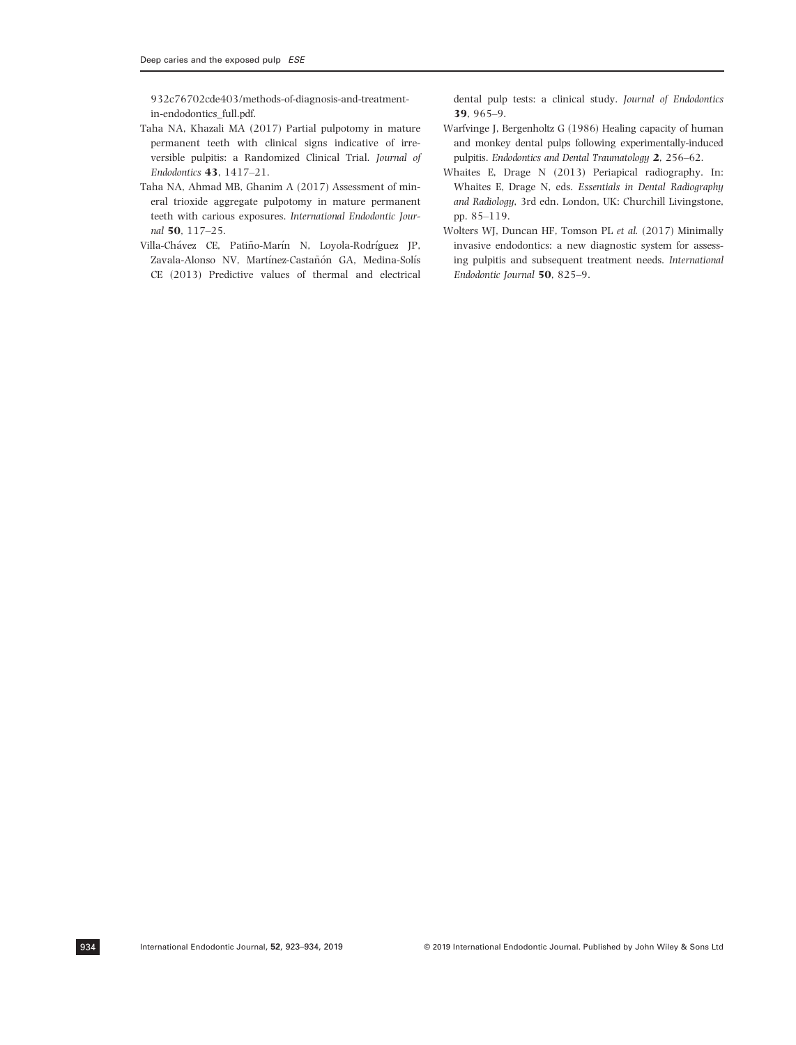932c76702cde403/methods-of-diagnosis-and-treatment-in-endodontics_full.pdf.

Taha NA, Khazali MA (2017) Partial pulpotomy in mature permanent teeth with clinical signs indicative of irreversible pulpitis: a Randomized Clinical Trial. *Journal of Endodontics* **43**, 1417–21.

Taha NA, Ahmad MB, Ghanim A (2017) Assessment of mineral trioxide aggregate pulpotomy in mature permanent teeth with carious exposures. *International Endodontic Journal* **50**, 117–25.

Villa-Chávez CE, Patiño-Marín N, Loyola-Rodríguez JP, Zavala-Alonso NV, Martínez-Castañón GA, Medina-Solís CE (2013) Predictive values of thermal and electrical dental pulp tests: a clinical study. *Journal of Endodontics* **39**, 965–9.

Warfvinge J, Bergenholtz G (1986) Healing capacity of human and monkey dental pulps following experimentally-induced pulpitis. *Endodontics and Dental Traumatology* **2**, 256–62.

Whaites E, Drage N (2013) Periapical radiography. In: Whaites E, Drage N, eds. *Essentials in Dental Radiography and Radiology*, 3rd edn. London, UK: Churchill Livingstone, pp. 85–119.

Wolters WJ, Duncan HF, Tomson PL *et al.* (2017) Minimally invasive endodontics: a new diagnostic system for assessing pulpitis and subsequent treatment needs. *International Endodontic Journal* **50**, 825–9.